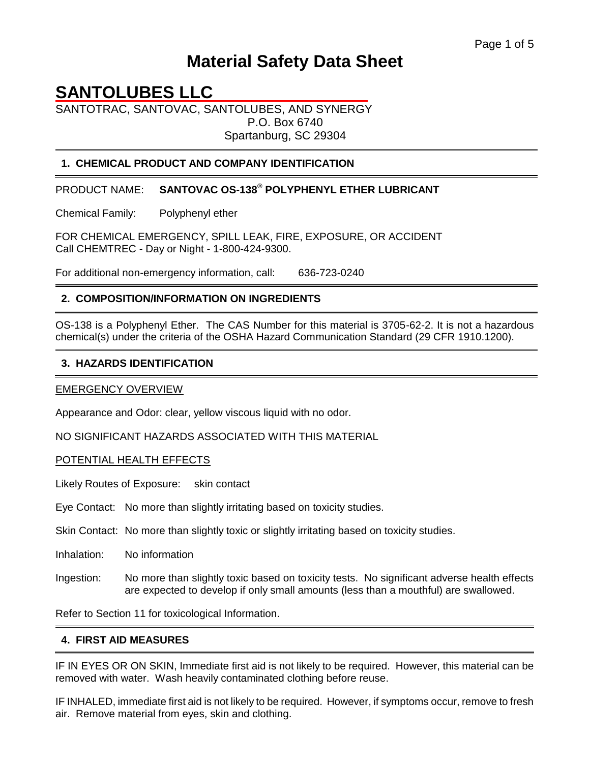# Material Safety Data Sheet

# SANTOLUBES LLC

SANTOTRAC, SANTOVAC, SANTOLUBES, AND SYNERGY
P.O. Box 6740
Spartanburg, SC 29304

## 1. CHEMICAL PRODUCT AND COMPANY IDENTIFICATION

PRODUCT NAME: **SANTOVAC OS-138® POLYPHENYL ETHER LUBRICANT**

Chemical Family: Polyphenyl ether

FOR CHEMICAL EMERGENCY, SPILL LEAK, FIRE, EXPOSURE, OR ACCIDENT
Call CHEMTREC - Day or Night - 1-800-424-9300.

For additional non-emergency information, call: 636-723-0240

## 2. COMPOSITION/INFORMATION ON INGREDIENTS

OS-138 is a Polyphenyl Ether. The CAS Number for this material is 3705-62-2. It is not a hazardous chemical(s) under the criteria of the OSHA Hazard Communication Standard (29 CFR 1910.1200).

## 3. HAZARDS IDENTIFICATION

EMERGENCY OVERVIEW

Appearance and Odor: clear, yellow viscous liquid with no odor.

NO SIGNIFICANT HAZARDS ASSOCIATED WITH THIS MATERIAL

POTENTIAL HEALTH EFFECTS

Likely Routes of Exposure: skin contact

Eye Contact: No more than slightly irritating based on toxicity studies.

Skin Contact: No more than slightly toxic or slightly irritating based on toxicity studies.

Inhalation: No information

Ingestion: No more than slightly toxic based on toxicity tests. No significant adverse health effects are expected to develop if only small amounts (less than a mouthful) are swallowed.

Refer to Section 11 for toxicological Information.

## 4. FIRST AID MEASURES

IF IN EYES OR ON SKIN, Immediate first aid is not likely to be required. However, this material can be removed with water. Wash heavily contaminated clothing before reuse.

IF INHALED, immediate first aid is not likely to be required. However, if symptoms occur, remove to fresh air. Remove material from eyes, skin and clothing.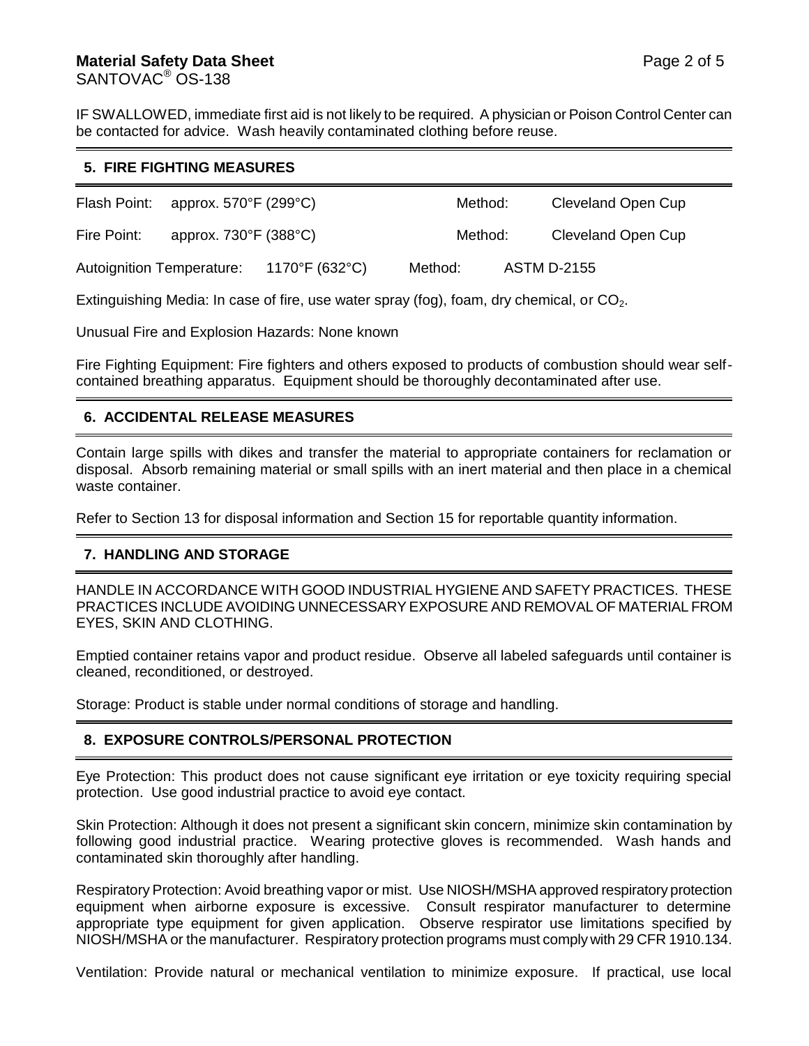IF SWALLOWED, immediate first aid is not likely to be required. A physician or Poison Control Center can be contacted for advice. Wash heavily contaminated clothing before reuse.

## 5. FIRE FIGHTING MEASURES

Flash Point: approx. 570°F (299°C) Method: Cleveland Open Cup

Fire Point: approx. 730°F (388°C) Method: Cleveland Open Cup

Autoignition Temperature: 1170°F (632°C) Method: ASTM D-2155

Extinguishing Media: In case of fire, use water spray (fog), foam, dry chemical, or $CO_2$.

Unusual Fire and Explosion Hazards: None known

Fire Fighting Equipment: Fire fighters and others exposed to products of combustion should wear self-contained breathing apparatus. Equipment should be thoroughly decontaminated after use.

## 6. ACCIDENTAL RELEASE MEASURES

Contain large spills with dikes and transfer the material to appropriate containers for reclamation or disposal. Absorb remaining material or small spills with an inert material and then place in a chemical waste container.

Refer to Section 13 for disposal information and Section 15 for reportable quantity information.

## 7. HANDLING AND STORAGE

HANDLE IN ACCORDANCE WITH GOOD INDUSTRIAL HYGIENE AND SAFETY PRACTICES. THESE PRACTICES INCLUDE AVOIDING UNNECESSARY EXPOSURE AND REMOVAL OF MATERIAL FROM EYES, SKIN AND CLOTHING.

Emptied container retains vapor and product residue. Observe all labeled safeguards until container is cleaned, reconditioned, or destroyed.

Storage: Product is stable under normal conditions of storage and handling.

## 8. EXPOSURE CONTROLS/PERSONAL PROTECTION

Eye Protection: This product does not cause significant eye irritation or eye toxicity requiring special protection. Use good industrial practice to avoid eye contact.

Skin Protection: Although it does not present a significant skin concern, minimize skin contamination by following good industrial practice. Wearing protective gloves is recommended. Wash hands and contaminated skin thoroughly after handling.

Respiratory Protection: Avoid breathing vapor or mist. Use NIOSH/MSHA approved respiratory protection equipment when airborne exposure is excessive. Consult respirator manufacturer to determine appropriate type equipment for given application. Observe respirator use limitations specified by NIOSH/MSHA or the manufacturer. Respiratory protection programs must comply with 29 CFR 1910.134.

Ventilation: Provide natural or mechanical ventilation to minimize exposure. If practical, use local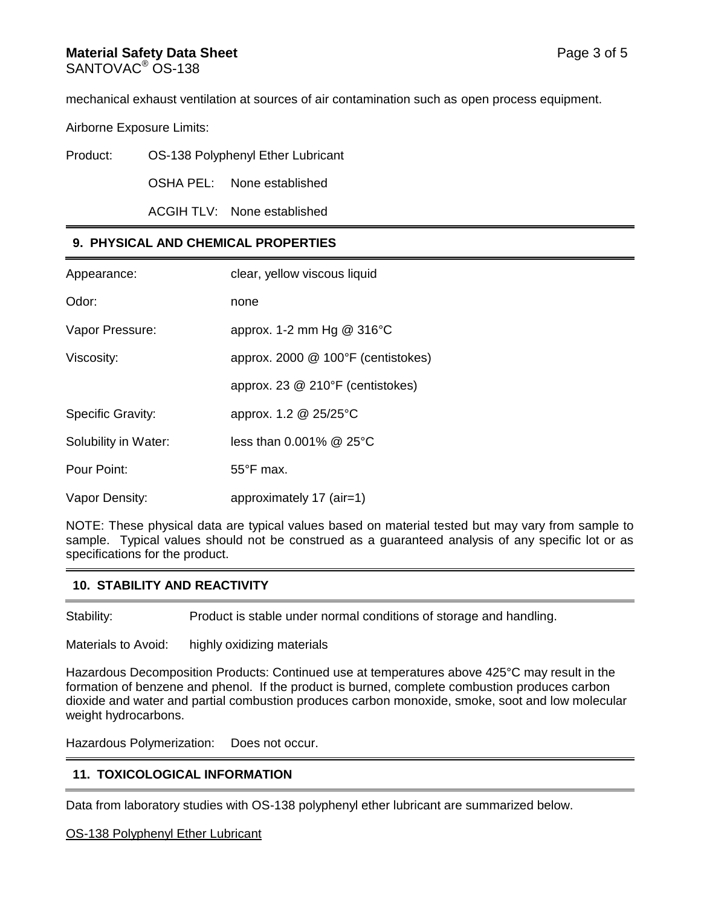mechanical exhaust ventilation at sources of air contamination such as open process equipment.

Airborne Exposure Limits:

| Product: | OS-138 Polyphenyl Ether Lubricant |
|---|---|
| | OSHA PEL: None established |
| | ACGIH TLV: None established |

## 9. PHYSICAL AND CHEMICAL PROPERTIES

| | |
|---|---|
| Appearance: | clear, yellow viscous liquid |
| Odor: | none |
| Vapor Pressure: | approx. 1-2 mm Hg @ 316°C |
| Viscosity: | approx. 2000 @ 100°F (centistokes) |
| | approx. 23 @ 210°F (centistokes) |
| Specific Gravity: | approx. 1.2 @ 25/25°C |
| Solubility in Water: | less than 0.001% @ 25°C |
| Pour Point: | 55°F max. |
| Vapor Density: | approximately 17 (air=1) |

NOTE: These physical data are typical values based on material tested but may vary from sample to sample. Typical values should not be construed as a guaranteed analysis of any specific lot or as specifications for the product.

## 10. STABILITY AND REACTIVITY

Stability: Product is stable under normal conditions of storage and handling.

Materials to Avoid: highly oxidizing materials

Hazardous Decomposition Products: Continued use at temperatures above 425°C may result in the formation of benzene and phenol. If the product is burned, complete combustion produces carbon dioxide and water and partial combustion produces carbon monoxide, smoke, soot and low molecular weight hydrocarbons.

Hazardous Polymerization: Does not occur.

## 11. TOXICOLOGICAL INFORMATION

Data from laboratory studies with OS-138 polyphenyl ether lubricant are summarized below.

OS-138 Polyphenyl Ether Lubricant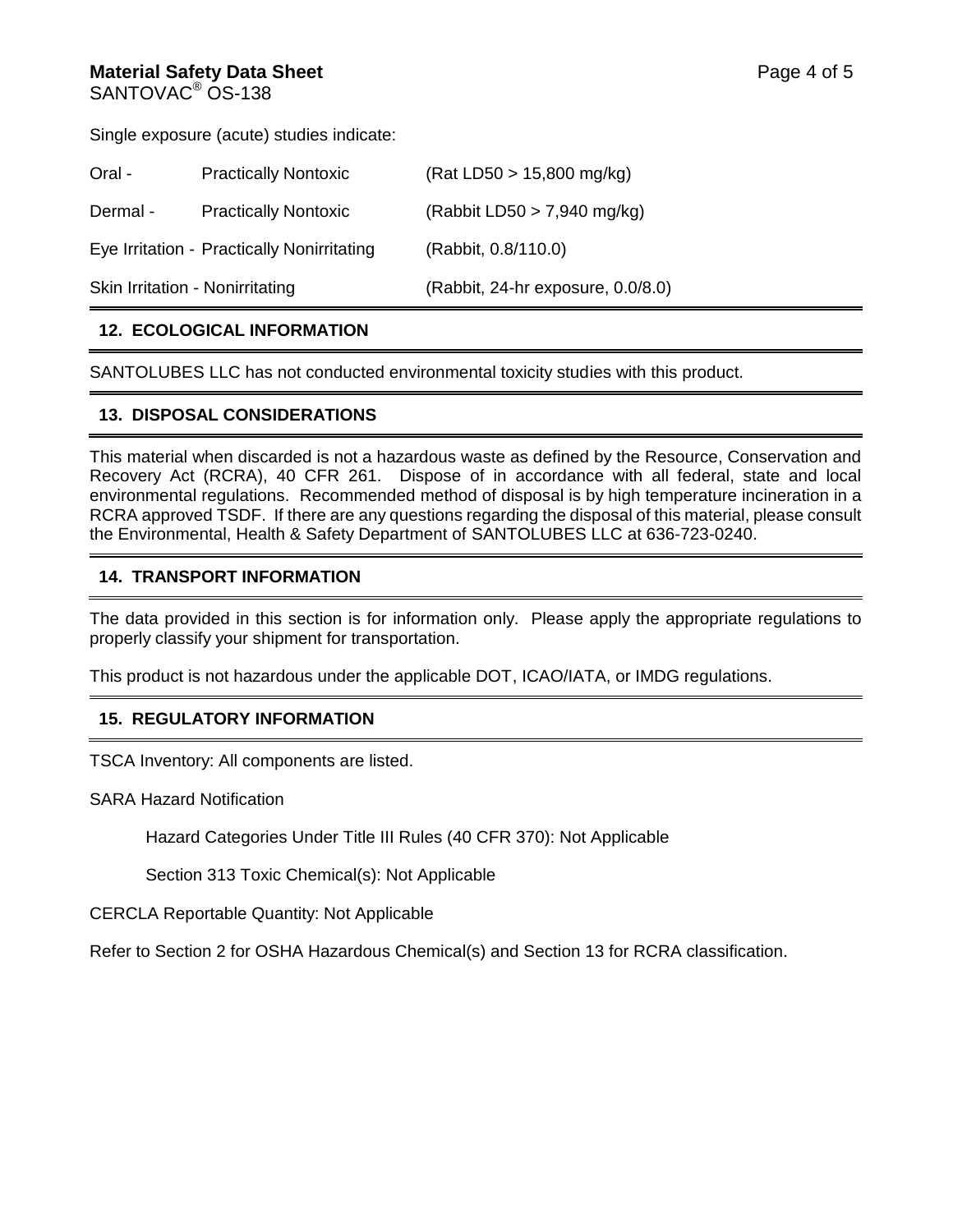Single exposure (acute) studies indicate:

| | | |
|---|---|---|
| Oral - | Practically Nontoxic | (Rat LD50 > 15,800 mg/kg) |
| Dermal - | Practically Nontoxic | (Rabbit LD50 > 7,940 mg/kg) |
| Eye Irritation - | Practically Nonirritating | (Rabbit, 0.8/110.0) |
| Skin Irritation - | Nonirritating | (Rabbit, 24-hr exposure, 0.0/8.0) |

## 12. ECOLOGICAL INFORMATION

SANTOLUBES LLC has not conducted environmental toxicity studies with this product.

## 13. DISPOSAL CONSIDERATIONS

This material when discarded is not a hazardous waste as defined by the Resource, Conservation and Recovery Act (RCRA), 40 CFR 261. Dispose of in accordance with all federal, state and local environmental regulations. Recommended method of disposal is by high temperature incineration in a RCRA approved TSDF. If there are any questions regarding the disposal of this material, please consult the Environmental, Health & Safety Department of SANTOLUBES LLC at 636-723-0240.

## 14. TRANSPORT INFORMATION

The data provided in this section is for information only. Please apply the appropriate regulations to properly classify your shipment for transportation.

This product is not hazardous under the applicable DOT, ICAO/IATA, or IMDG regulations.

## 15. REGULATORY INFORMATION

TSCA Inventory: All components are listed.

SARA Hazard Notification

Hazard Categories Under Title III Rules (40 CFR 370): Not Applicable

Section 313 Toxic Chemical(s): Not Applicable

CERCLA Reportable Quantity: Not Applicable

Refer to Section 2 for OSHA Hazardous Chemical(s) and Section 13 for RCRA classification.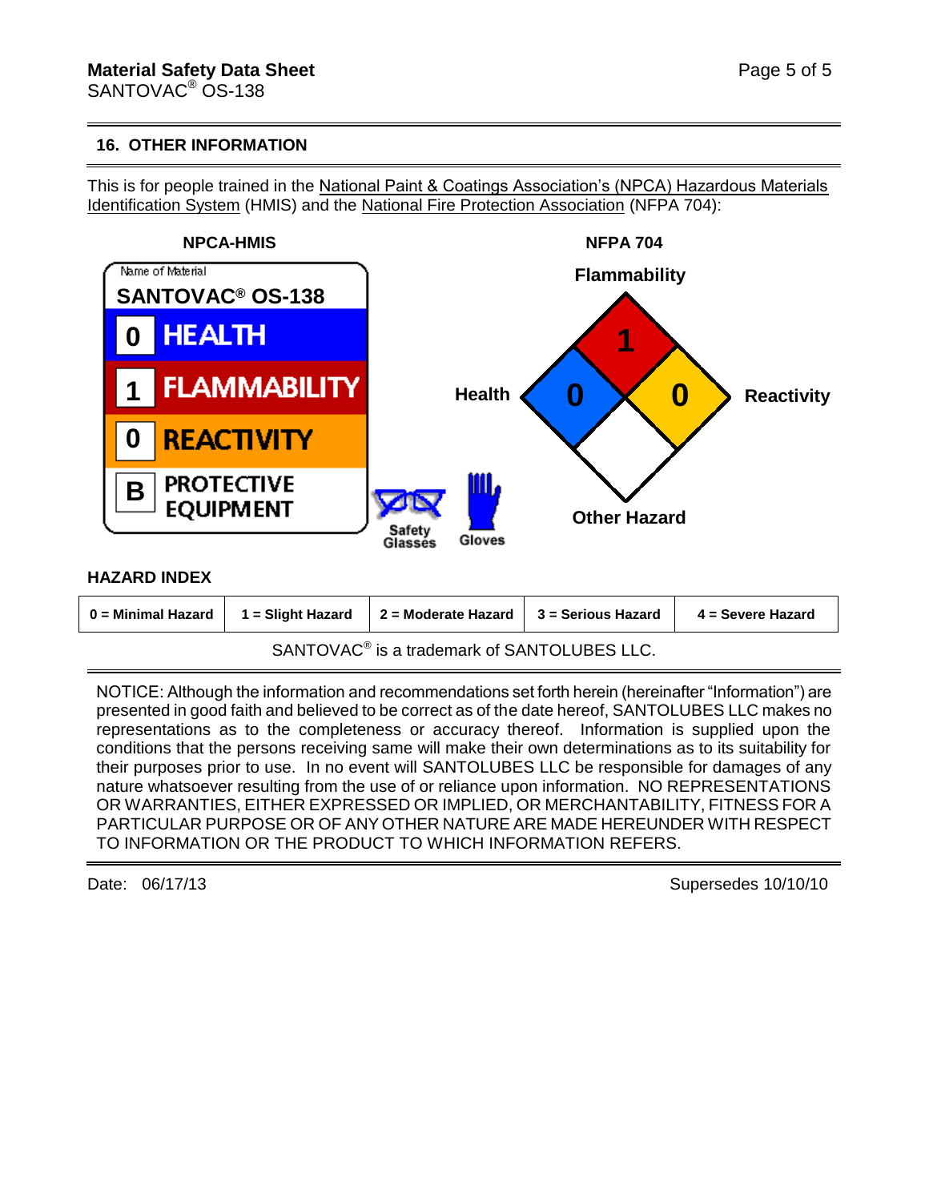## 16. OTHER INFORMATION

This is for people trained in the National Paint & Coatings Association's (NPCA) Hazardous Materials Identification System (HMIS) and the National Fire Protection Association (NFPA 704):

**NPCA-HMIS**

Name of Material

**SANTOVAC® OS-138**

| | |
|---|---|
| 0 | HEALTH |
| 1 | FLAMMABILITY |
| 0 | REACTIVITY |
| B | PROTECTIVE EQUIPMENT |

Safety Glasses

Gloves

**NFPA 704**

Flammability: 1

Health: 0

Reactivity: 0

Other Hazard

**HAZARD INDEX**

| | | | | |
|---|---|---|---|---|
| **0 = Minimal Hazard** | **1 = Slight Hazard** | **2 = Moderate Hazard** | **3 = Serious Hazard** | **4 = Severe Hazard** |

SANTOVAC® is a trademark of SANTOLUBES LLC.

NOTICE: Although the information and recommendations set forth herein (hereinafter "Information") are presented in good faith and believed to be correct as of the date hereof, SANTOLUBES LLC makes no representations as to the completeness or accuracy thereof. Information is supplied upon the conditions that the persons receiving same will make their own determinations as to its suitability for their purposes prior to use. In no event will SANTOLUBES LLC be responsible for damages of any nature whatsoever resulting from the use of or reliance upon information. NO REPRESENTATIONS OR WARRANTIES, EITHER EXPRESSED OR IMPLIED, OR MERCHANTABILITY, FITNESS FOR A PARTICULAR PURPOSE OR OF ANY OTHER NATURE ARE MADE HEREUNDER WITH RESPECT TO INFORMATION OR THE PRODUCT TO WHICH INFORMATION REFERS.

Date: 06/17/13

Supersedes 10/10/10